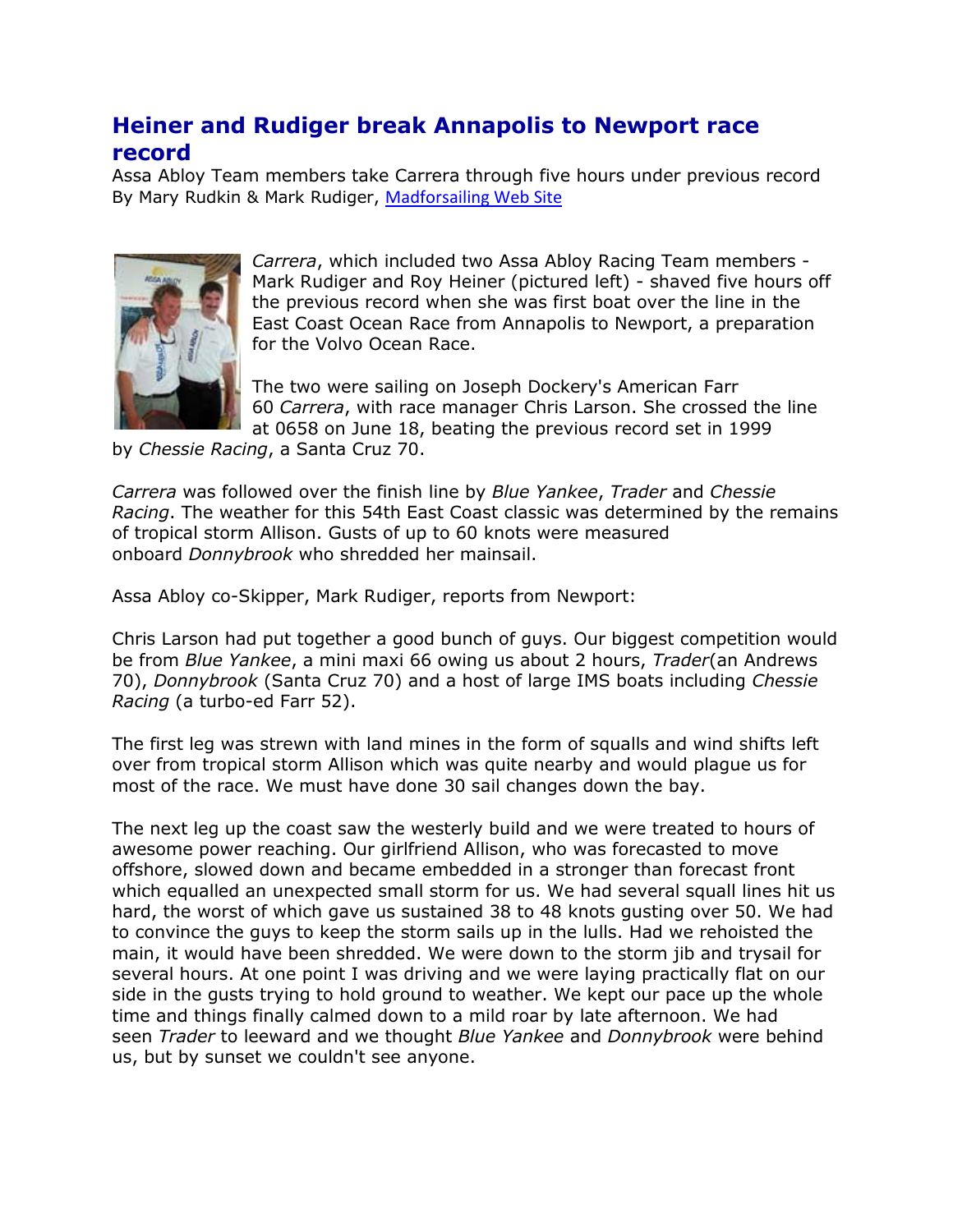# Heiner and Rudiger break Annapolis to Newport race record

Assa Abloy Team members take Carrera through five hours under previous record
By Mary Rudkin & Mark Rudiger, Madforsailing Web Site

*Carrera*, which included two Assa Abloy Racing Team members - Mark Rudiger and Roy Heiner (pictured left) - shaved five hours off the previous record when she was first boat over the line in the East Coast Ocean Race from Annapolis to Newport, a preparation for the Volvo Ocean Race.

The two were sailing on Joseph Dockery's American Farr 60 *Carrera*, with race manager Chris Larson. She crossed the line at 0658 on June 18, beating the previous record set in 1999 by *Chessie Racing*, a Santa Cruz 70.

*Carrera* was followed over the finish line by *Blue Yankee*, *Trader* and *Chessie Racing*. The weather for this 54th East Coast classic was determined by the remains of tropical storm Allison. Gusts of up to 60 knots were measured onboard *Donnybrook* who shredded her mainsail.

Assa Abloy co-Skipper, Mark Rudiger, reports from Newport:

Chris Larson had put together a good bunch of guys. Our biggest competition would be from *Blue Yankee*, a mini maxi 66 owing us about 2 hours, *Trader*(an Andrews 70), *Donnybrook* (Santa Cruz 70) and a host of large IMS boats including *Chessie Racing* (a turbo-ed Farr 52).

The first leg was strewn with land mines in the form of squalls and wind shifts left over from tropical storm Allison which was quite nearby and would plague us for most of the race. We must have done 30 sail changes down the bay.

The next leg up the coast saw the westerly build and we were treated to hours of awesome power reaching. Our girlfriend Allison, who was forecasted to move offshore, slowed down and became embedded in a stronger than forecast front which equalled an unexpected small storm for us. We had several squall lines hit us hard, the worst of which gave us sustained 38 to 48 knots gusting over 50. We had to convince the guys to keep the storm sails up in the lulls. Had we rehoisted the main, it would have been shredded. We were down to the storm jib and trysail for several hours. At one point I was driving and we were laying practically flat on our side in the gusts trying to hold ground to weather. We kept our pace up the whole time and things finally calmed down to a mild roar by late afternoon. We had seen *Trader* to leeward and we thought *Blue Yankee* and *Donnybrook* were behind us, but by sunset we couldn't see anyone.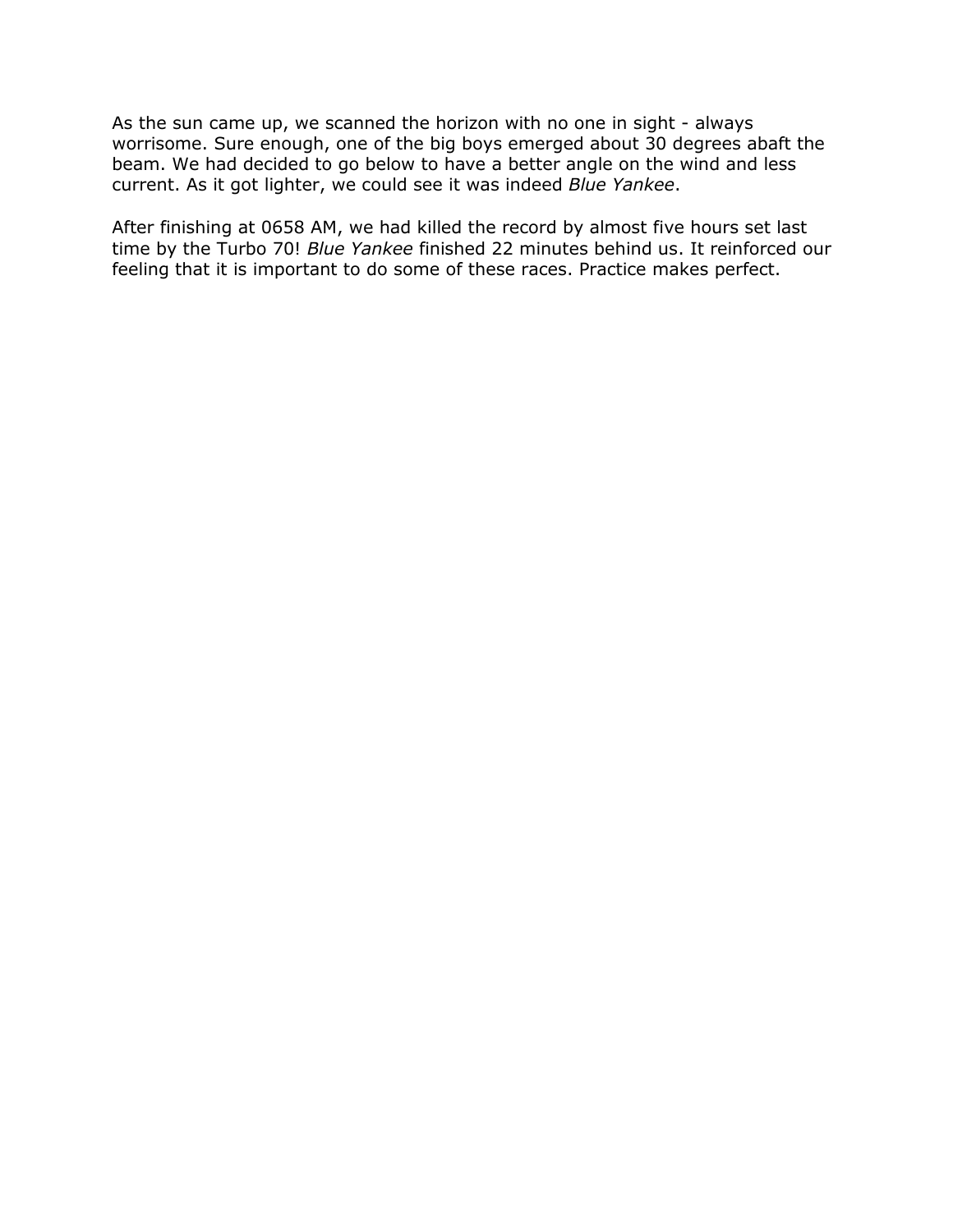As the sun came up, we scanned the horizon with no one in sight - always worrisome. Sure enough, one of the big boys emerged about 30 degrees abaft the beam. We had decided to go below to have a better angle on the wind and less current. As it got lighter, we could see it was indeed *Blue Yankee*.

After finishing at 0658 AM, we had killed the record by almost five hours set last time by the Turbo 70! *Blue Yankee* finished 22 minutes behind us. It reinforced our feeling that it is important to do some of these races. Practice makes perfect.